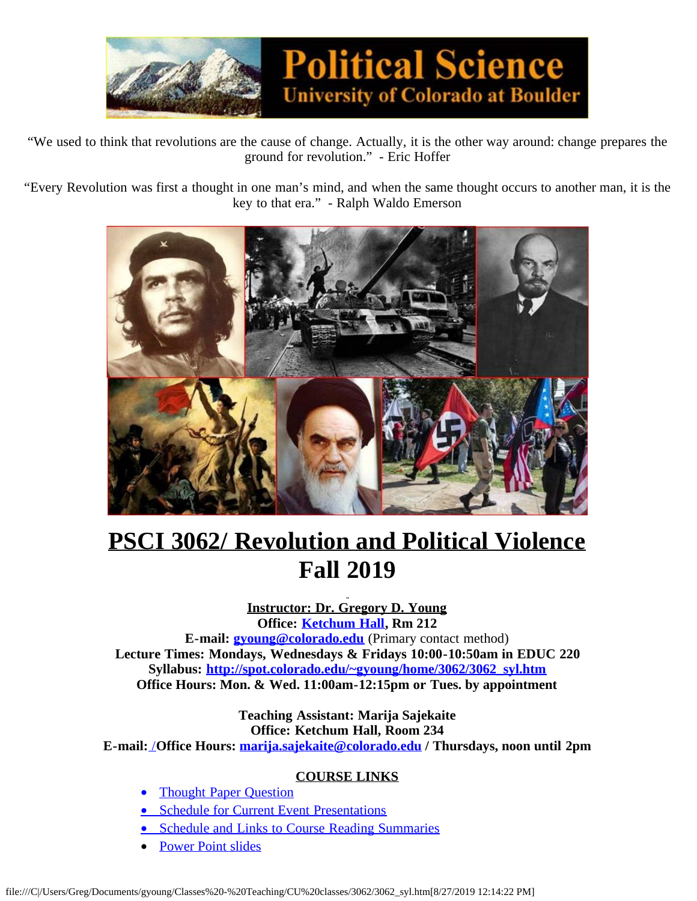“We used to think that revolutions are the cause of change. Actually, it is the other way around: change prepares the ground for revolution.” - Eric Hoffer

“Every Revolution was first a thought in one man’s mind, and when the same thought occurs to another man, it is the key to that era.” - Ralph Waldo Emerson

# PSCI 3062/ Revolution and Political Violence
# Fall 2019

**Instructor: Dr. Gregory D. Young**
**Office: Ketchum Hall, Rm 212**
**E-mail: gyoung@colorado.edu** (Primary contact method)
**Lecture Times: Mondays, Wednesdays & Fridays 10:00-10:50am in EDUC 220**
**Syllabus: http://spot.colorado.edu/~gyoung/home/3062/3062_syl.htm**
**Office Hours: Mon. & Wed. 11:00am-12:15pm or Tues. by appointment**

**Teaching Assistant: Marija Sajekaite**
**Office: Ketchum Hall, Room 234**
**E-mail: /Office Hours: marija.sajekaite@colorado.edu / Thursdays, noon until 2pm**

**COURSE LINKS**

- Thought Paper Question
- Schedule for Current Event Presentations
- Schedule and Links to Course Reading Summaries
- Power Point slides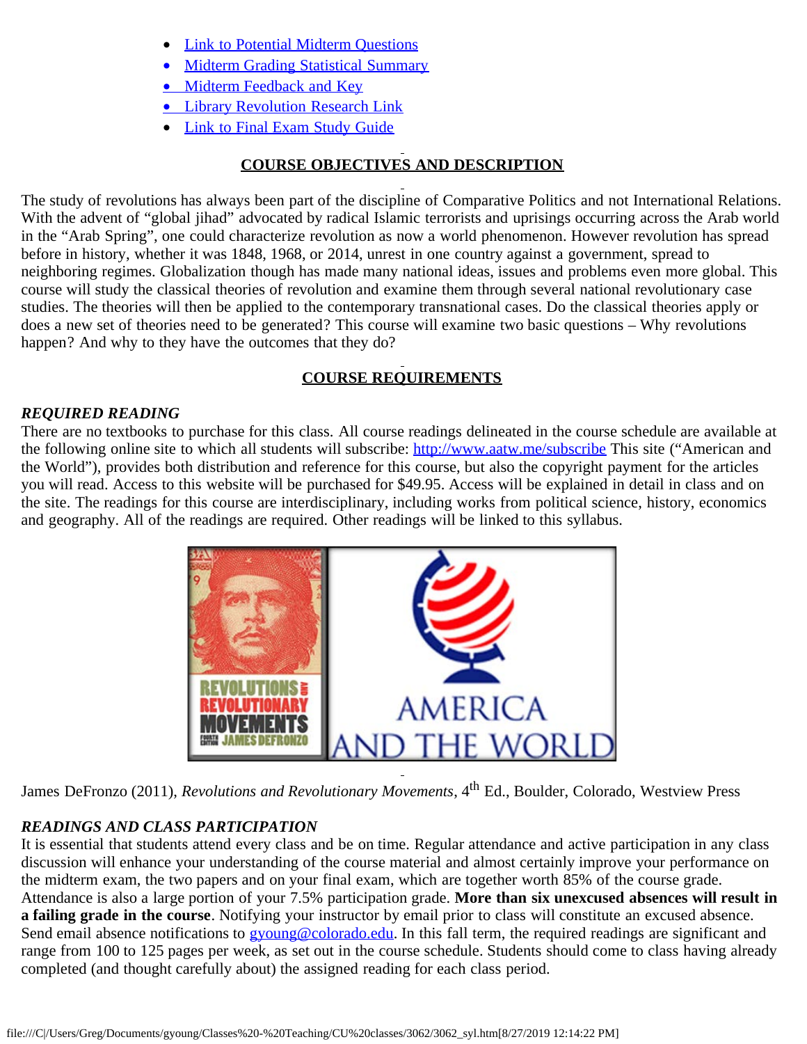- [Link to Potential Midterm Questions]()
- [Midterm Grading Statistical Summary]()
- [Midterm Feedback and Key]()
- [Library Revolution Research Link]()
- [Link to Final Exam Study Guide]()

## COURSE OBJECTIVES AND DESCRIPTION

The study of revolutions has always been part of the discipline of Comparative Politics and not International Relations. With the advent of "global jihad" advocated by radical Islamic terrorists and uprisings occurring across the Arab world in the "Arab Spring", one could characterize revolution as now a world phenomenon. However revolution has spread before in history, whether it was 1848, 1968, or 2014, unrest in one country against a government, spread to neighboring regimes. Globalization though has made many national ideas, issues and problems even more global. This course will study the classical theories of revolution and examine them through several national revolutionary case studies. The theories will then be applied to the contemporary transnational cases. Do the classical theories apply or does a new set of theories need to be generated? This course will examine two basic questions – Why revolutions happen? And why to they have the outcomes that they do?

## COURSE REQUIREMENTS

### *REQUIRED READING*

There are no textbooks to purchase for this class. All course readings delineated in the course schedule are available at the following online site to which all students will subscribe: http://www.aatw.me/subscribe This site ("American and the World"), provides both distribution and reference for this course, but also the copyright payment for the articles you will read. Access to this website will be purchased for $49.95. Access will be explained in detail in class and on the site. The readings for this course are interdisciplinary, including works from political science, history, economics and geography. All of the readings are required. Other readings will be linked to this syllabus.

James DeFronzo (2011), *Revolutions and Revolutionary Movements*, 4th Ed., Boulder, Colorado, Westview Press

### *READINGS AND CLASS PARTICIPATION*

It is essential that students attend every class and be on time. Regular attendance and active participation in any class discussion will enhance your understanding of the course material and almost certainly improve your performance on the midterm exam, the two papers and on your final exam, which are together worth 85% of the course grade. Attendance is also a large portion of your 7.5% participation grade. **More than six unexcused absences will result in a failing grade in the course**. Notifying your instructor by email prior to class will constitute an excused absence. Send email absence notifications to gyoung@colorado.edu. In this fall term, the required readings are significant and range from 100 to 125 pages per week, as set out in the course schedule. Students should come to class having already completed (and thought carefully about) the assigned reading for each class period.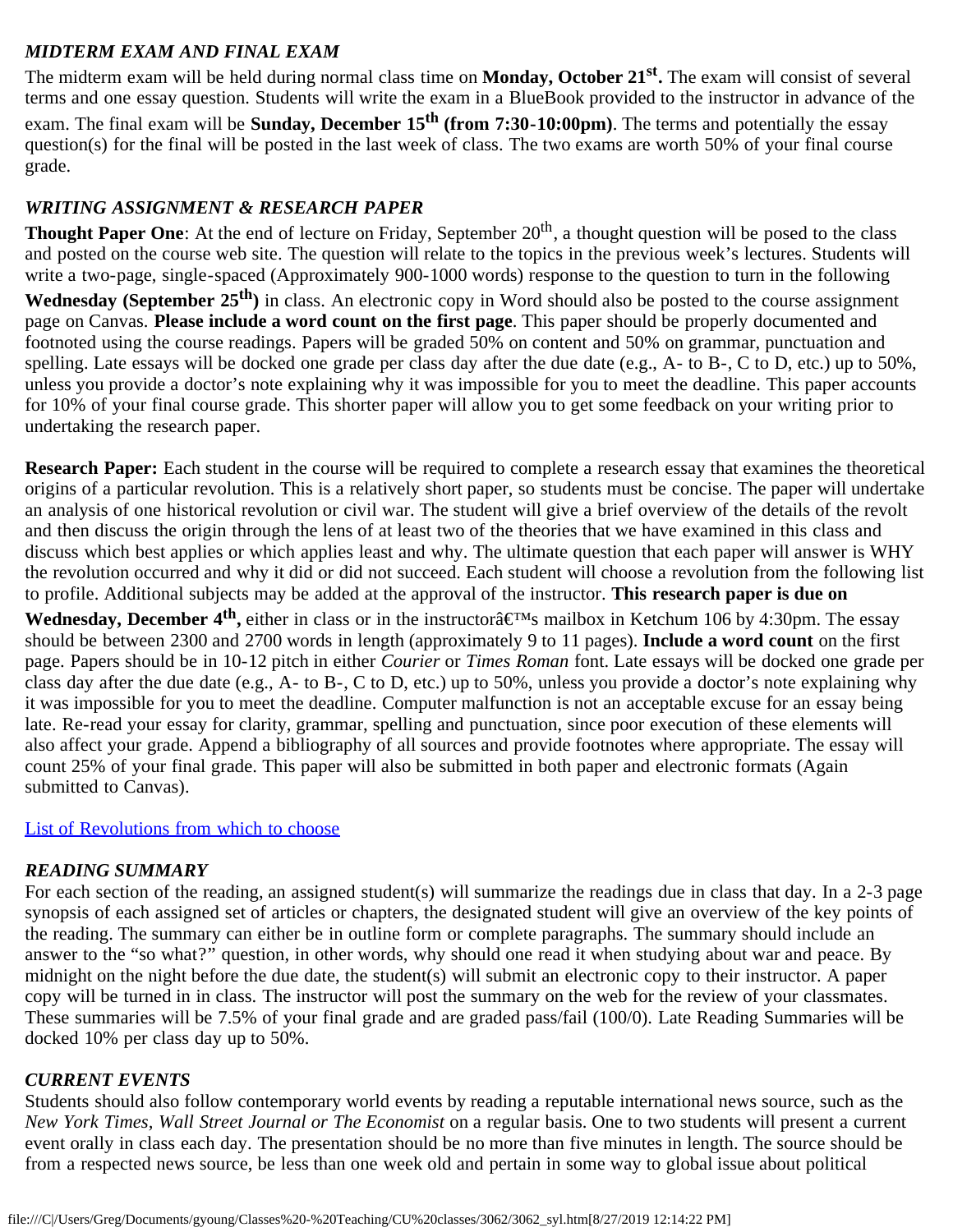### *MIDTERM EXAM AND FINAL EXAM*

The midterm exam will be held during normal class time on **Monday, October 21st.** The exam will consist of several terms and one essay question. Students will write the exam in a BlueBook provided to the instructor in advance of the exam. The final exam will be **Sunday, December 15th (from 7:30-10:00pm)**. The terms and potentially the essay question(s) for the final will be posted in the last week of class. The two exams are worth 50% of your final course grade.

### *WRITING ASSIGNMENT & RESEARCH PAPER*

**Thought Paper One**: At the end of lecture on Friday, September 20th, a thought question will be posed to the class and posted on the course web site. The question will relate to the topics in the previous week's lectures. Students will write a two-page, single-spaced (Approximately 900-1000 words) response to the question to turn in the following **Wednesday (September 25th)** in class. An electronic copy in Word should also be posted to the course assignment page on Canvas. **Please include a word count on the first page**. This paper should be properly documented and footnoted using the course readings. Papers will be graded 50% on content and 50% on grammar, punctuation and spelling. Late essays will be docked one grade per class day after the due date (e.g., A- to B-, C to D, etc.) up to 50%, unless you provide a doctor's note explaining why it was impossible for you to meet the deadline. This paper accounts for 10% of your final course grade. This shorter paper will allow you to get some feedback on your writing prior to undertaking the research paper.

**Research Paper:** Each student in the course will be required to complete a research essay that examines the theoretical origins of a particular revolution. This is a relatively short paper, so students must be concise. The paper will undertake an analysis of one historical revolution or civil war. The student will give a brief overview of the details of the revolt and then discuss the origin through the lens of at least two of the theories that we have examined in this class and discuss which best applies or which applies least and why. The ultimate question that each paper will answer is WHY the revolution occurred and why it did or did not succeed. Each student will choose a revolution from the following list to profile. Additional subjects may be added at the approval of the instructor. **This research paper is due on Wednesday, December 4th,** either in class or in the instructorâ€™s mailbox in Ketchum 106 by 4:30pm. The essay should be between 2300 and 2700 words in length (approximately 9 to 11 pages). **Include a word count** on the first page. Papers should be in 10-12 pitch in either *Courier* or *Times Roman* font. Late essays will be docked one grade per class day after the due date (e.g., A- to B-, C to D, etc.) up to 50%, unless you provide a doctor's note explaining why it was impossible for you to meet the deadline. Computer malfunction is not an acceptable excuse for an essay being late. Re-read your essay for clarity, grammar, spelling and punctuation, since poor execution of these elements will also affect your grade. Append a bibliography of all sources and provide footnotes where appropriate. The essay will count 25% of your final grade. This paper will also be submitted in both paper and electronic formats (Again submitted to Canvas).

List of Revolutions from which to choose

### *READING SUMMARY*

For each section of the reading, an assigned student(s) will summarize the readings due in class that day. In a 2-3 page synopsis of each assigned set of articles or chapters, the designated student will give an overview of the key points of the reading. The summary can either be in outline form or complete paragraphs. The summary should include an answer to the "so what?" question, in other words, why should one read it when studying about war and peace. By midnight on the night before the due date, the student(s) will submit an electronic copy to their instructor. A paper copy will be turned in in class. The instructor will post the summary on the web for the review of your classmates. These summaries will be 7.5% of your final grade and are graded pass/fail (100/0). Late Reading Summaries will be docked 10% per class day up to 50%.

### *CURRENT EVENTS*

Students should also follow contemporary world events by reading a reputable international news source, such as the *New York Times, Wall Street Journal or The Economist* on a regular basis. One to two students will present a current event orally in class each day. The presentation should be no more than five minutes in length. The source should be from a respected news source, be less than one week old and pertain in some way to global issue about political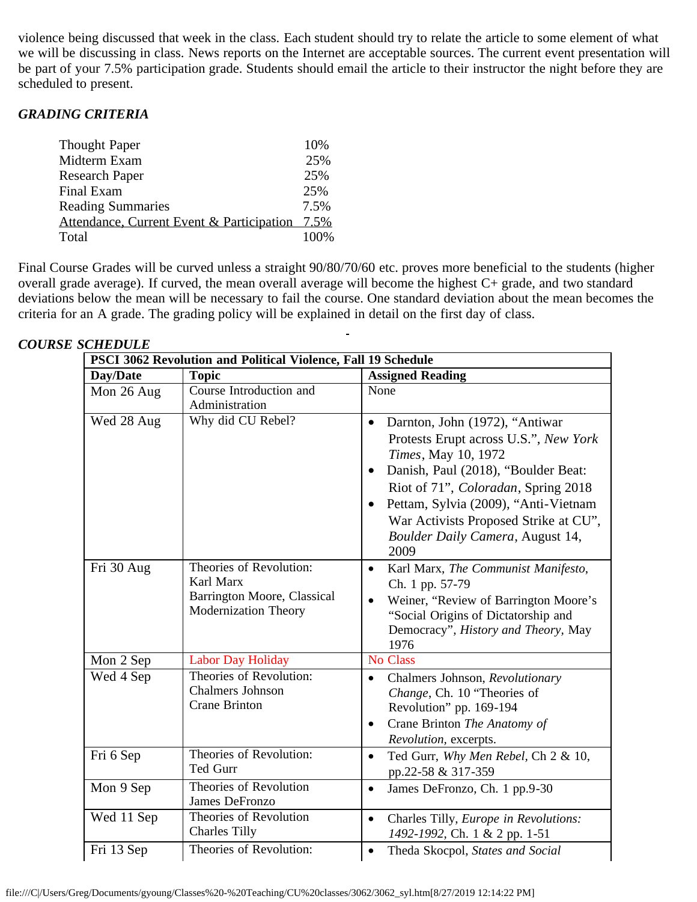violence being discussed that week in the class. Each student should try to relate the article to some element of what we will be discussing in class. News reports on the Internet are acceptable sources. The current event presentation will be part of your 7.5% participation grade. Students should email the article to their instructor the night before they are scheduled to present.

### *GRADING CRITERIA*

| | |
|---|---|
| Thought Paper | 10% |
| Midterm Exam | 25% |
| Research Paper | 25% |
| Final Exam | 25% |
| Reading Summaries | 7.5% |
| Attendance, Current Event & Participation | 7.5% |
| Total | 100% |

Final Course Grades will be curved unless a straight 90/80/70/60 etc. proves more beneficial to the students (higher overall grade average). If curved, the mean overall average will become the highest C+ grade, and two standard deviations below the mean will be necessary to fail the course. One standard deviation about the mean becomes the criteria for an A grade. The grading policy will be explained in detail on the first day of class.

### *COURSE SCHEDULE*

| **PSCI 3062 Revolution and Political Violence, Fall 19 Schedule** | | |
|---|---|---|
| **Day/Date** | **Topic** | **Assigned Reading** |
| Mon 26 Aug | Course Introduction and Administration | None |
| Wed 28 Aug | Why did CU Rebel? | • Darnton, John (1972), "Antiwar Protests Erupt across U.S.", *New York Times*, May 10, 1972<br>• Danish, Paul (2018), "Boulder Beat: Riot of 71", *Coloradan*, Spring 2018<br>• Pettam, Sylvia (2009), "Anti-Vietnam War Activists Proposed Strike at CU", *Boulder Daily Camera*, August 14, 2009 |
| Fri 30 Aug | Theories of Revolution: Karl Marx<br>Barrington Moore, Classical Modernization Theory | • Karl Marx, *The Communist Manifesto*, Ch. 1 pp. 57-79<br>• Weiner, "Review of Barrington Moore's "Social Origins of Dictatorship and Democracy", *History and Theory*, May 1976 |
| Mon 2 Sep | Labor Day Holiday | No Class |
| Wed 4 Sep | Theories of Revolution: Chalmers Johnson<br>Crane Brinton | • Chalmers Johnson, *Revolutionary Change*, Ch. 10 "Theories of Revolution" pp. 169-194<br>• Crane Brinton *The Anatomy of Revolution*, excerpts. |
| Fri 6 Sep | Theories of Revolution: Ted Gurr | • Ted Gurr, *Why Men Rebel*, Ch 2 & 10, pp.22-58 & 317-359 |
| Mon 9 Sep | Theories of Revolution James DeFronzo | • James DeFronzo, Ch. 1 pp.9-30 |
| Wed 11 Sep | Theories of Revolution Charles Tilly | • Charles Tilly, *Europe in Revolutions: 1492-1992*, Ch. 1 & 2 pp. 1-51 |
| Fri 13 Sep | Theories of Revolution: | • Theda Skocpol, *States and Social* |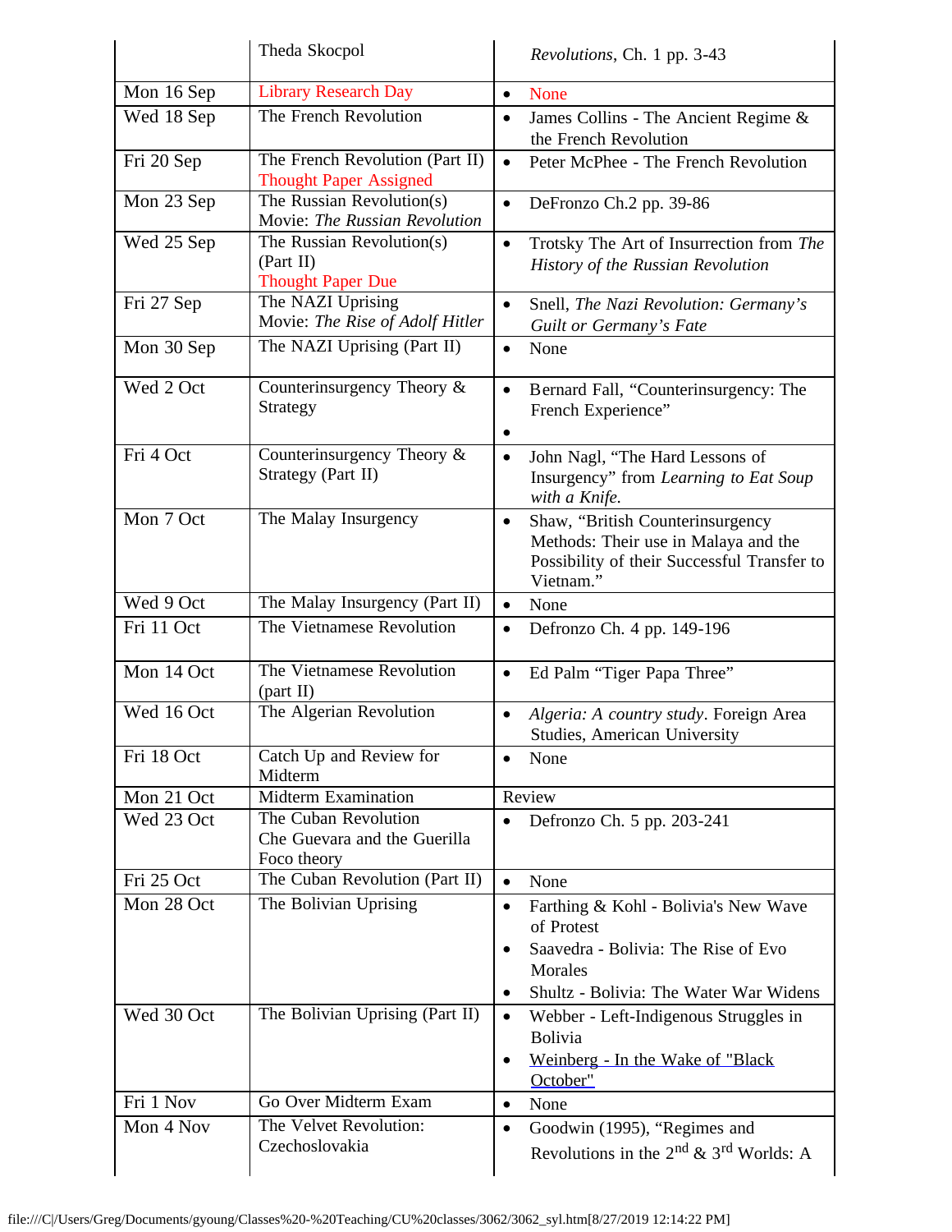| | | |
|---|---|---|
| | Theda Skocpol | *Revolutions*, Ch. 1 pp. 3-43 |
| Mon 16 Sep | Library Research Day | • None |
| Wed 18 Sep | The French Revolution | • James Collins - The Ancient Regime & the French Revolution |
| Fri 20 Sep | The French Revolution (Part II)<br>Thought Paper Assigned | • Peter McPhee - The French Revolution |
| Mon 23 Sep | The Russian Revolution(s)<br>Movie: *The Russian Revolution* | • DeFronzo Ch.2 pp. 39-86 |
| Wed 25 Sep | The Russian Revolution(s) (Part II)<br>Thought Paper Due | • Trotsky The Art of Insurrection from *The History of the Russian Revolution* |
| Fri 27 Sep | The NAZI Uprising<br>Movie: *The Rise of Adolf Hitler* | • Snell, *The Nazi Revolution: Germany's Guilt or Germany's Fate* |
| Mon 30 Sep | The NAZI Uprising (Part II) | • None |
| Wed 2 Oct | Counterinsurgency Theory & Strategy | • Bernard Fall, "Counterinsurgency: The French Experience"<br>• |
| Fri 4 Oct | Counterinsurgency Theory & Strategy (Part II) | • John Nagl, "The Hard Lessons of Insurgency" from *Learning to Eat Soup with a Knife.* |
| Mon 7 Oct | The Malay Insurgency | • Shaw, "British Counterinsurgency Methods: Their use in Malaya and the Possibility of their Successful Transfer to Vietnam." |
| Wed 9 Oct | The Malay Insurgency (Part II) | • None |
| Fri 11 Oct | The Vietnamese Revolution | • Defronzo Ch. 4 pp. 149-196 |
| Mon 14 Oct | The Vietnamese Revolution (part II) | • Ed Palm "Tiger Papa Three" |
| Wed 16 Oct | The Algerian Revolution | • *Algeria: A country study*. Foreign Area Studies, American University |
| Fri 18 Oct | Catch Up and Review for Midterm | • None |
| Mon 21 Oct | Midterm Examination | Review |
| Wed 23 Oct | The Cuban Revolution<br>Che Guevara and the Guerilla Foco theory | • Defronzo Ch. 5 pp. 203-241 |
| Fri 25 Oct | The Cuban Revolution (Part II) | • None |
| Mon 28 Oct | The Bolivian Uprising | • Farthing & Kohl - Bolivia's New Wave of Protest<br>• Saavedra - Bolivia: The Rise of Evo Morales<br>• Shultz - Bolivia: The Water War Widens |
| Wed 30 Oct | The Bolivian Uprising (Part II) | • Webber - Left-Indigenous Struggles in Bolivia<br>• Weinberg - In the Wake of "Black October" |
| Fri 1 Nov | Go Over Midterm Exam | • None |
| Mon 4 Nov | The Velvet Revolution: Czechoslovakia | • Goodwin (1995), "Regimes and Revolutions in the 2nd & 3rd Worlds: A |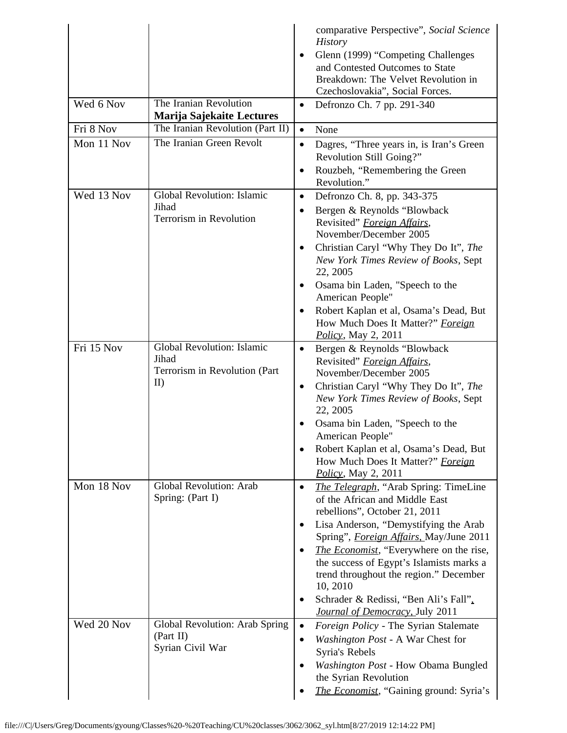| | | |
|---|---|---|
| | | • comparative Perspective", *Social Science History*<br>• Glenn (1999) "Competing Challenges and Contested Outcomes to State Breakdown: The Velvet Revolution in Czechoslovakia", Social Forces. |
| Wed 6 Nov | The Iranian Revolution<br>**Marija Sajekaite Lectures** | • Defronzo Ch. 7 pp. 291-340 |
| Fri 8 Nov | The Iranian Revolution (Part II) | • None |
| Mon 11 Nov | The Iranian Green Revolt | • Dagres, "Three years in, is Iran's Green Revolution Still Going?"<br>• Rouzbeh, "Remembering the Green Revolution." |
| Wed 13 Nov | Global Revolution: Islamic Jihad<br>Terrorism in Revolution | • Defronzo Ch. 8, pp. 343-375<br>• Bergen & Reynolds "Blowback Revisited" *Foreign Affairs*, November/December 2005<br>• Christian Caryl "Why They Do It", *The New York Times Review of Books*, Sept 22, 2005<br>• Osama bin Laden, "Speech to the American People"<br>• Robert Kaplan et al, Osama's Dead, But How Much Does It Matter?" *Foreign Policy*, May 2, 2011 |
| Fri 15 Nov | Global Revolution: Islamic Jihad<br>Terrorism in Revolution (Part II) | • Bergen & Reynolds "Blowback Revisited" *Foreign Affairs*, November/December 2005<br>• Christian Caryl "Why They Do It", *The New York Times Review of Books*, Sept 22, 2005<br>• Osama bin Laden, "Speech to the American People"<br>• Robert Kaplan et al, Osama's Dead, But How Much Does It Matter?" *Foreign Policy*, May 2, 2011 |
| Mon 18 Nov | Global Revolution: Arab Spring: (Part I) | • *The Telegraph*, "Arab Spring: TimeLine of the African and Middle East rebellions", October 21, 2011<br>• Lisa Anderson, "Demystifying the Arab Spring", *Foreign Affairs*, May/June 2011<br>• *The Economist*, "Everywhere on the rise, the success of Egypt's Islamists marks a trend throughout the region." December 10, 2010<br>• Schrader & Redissi, "Ben Ali's Fall", *Journal of Democracy*, July 2011 |
| Wed 20 Nov | Global Revolution: Arab Spring (Part II)<br>Syrian Civil War | • *Foreign Policy* - The Syrian Stalemate<br>• *Washington Post* - A War Chest for Syria's Rebels<br>• *Washington Post* - How Obama Bungled the Syrian Revolution<br>• *The Economist*, "Gaining ground: Syria's |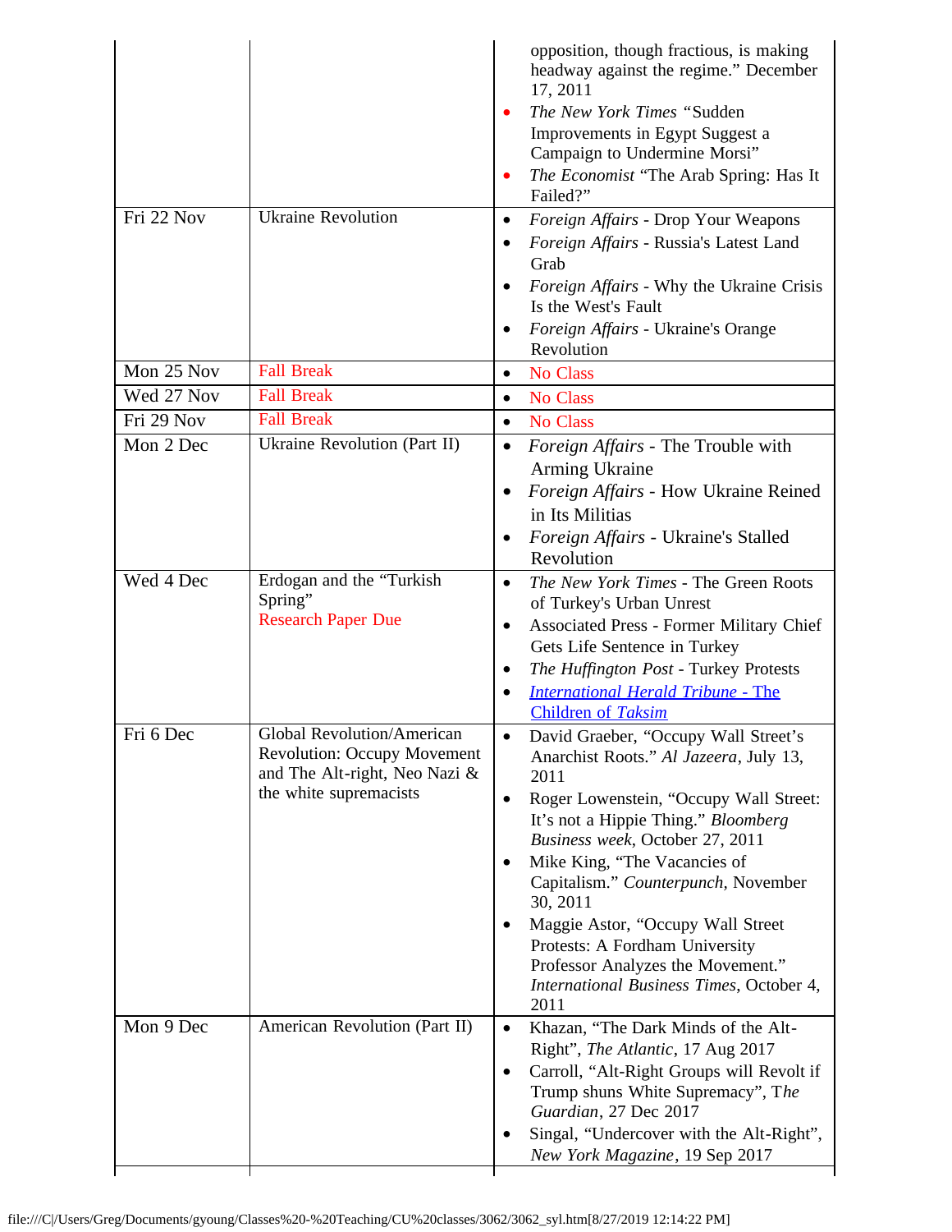| | | |
|---|---|---|
| | | opposition, though fractious, is making headway against the regime." December 17, 2011<br>• *The New York Times* "Sudden Improvements in Egypt Suggest a Campaign to Undermine Morsi"<br>• *The Economist* "The Arab Spring: Has It Failed?" |
| Fri 22 Nov | Ukraine Revolution | • *Foreign Affairs* - Drop Your Weapons<br>• *Foreign Affairs* - Russia's Latest Land Grab<br>• *Foreign Affairs* - Why the Ukraine Crisis Is the West's Fault<br>• *Foreign Affairs* - Ukraine's Orange Revolution |
| Mon 25 Nov | Fall Break | • No Class |
| Wed 27 Nov | Fall Break | • No Class |
| Fri 29 Nov | Fall Break | • No Class |
| Mon 2 Dec | Ukraine Revolution (Part II) | • *Foreign Affairs* - The Trouble with Arming Ukraine<br>• *Foreign Affairs* - How Ukraine Reined in Its Militias<br>• *Foreign Affairs* - Ukraine's Stalled Revolution |
| Wed 4 Dec | Erdogan and the "Turkish Spring"<br>Research Paper Due | • *The New York Times* - The Green Roots of Turkey's Urban Unrest<br>• Associated Press - Former Military Chief Gets Life Sentence in Turkey<br>• *The Huffington Post* - Turkey Protests<br>• *International Herald Tribune* - The Children of *Taksim* |
| Fri 6 Dec | Global Revolution/American Revolution: Occupy Movement and The Alt-right, Neo Nazi & the white supremacists | • David Graeber, "Occupy Wall Street's Anarchist Roots." *Al Jazeera*, July 13, 2011<br>• Roger Lowenstein, "Occupy Wall Street: It's not a Hippie Thing." *Bloomberg Business week*, October 27, 2011<br>• Mike King, "The Vacancies of Capitalism." *Counterpunch*, November 30, 2011<br>• Maggie Astor, "Occupy Wall Street Protests: A Fordham University Professor Analyzes the Movement." *International Business Times*, October 4, 2011 |
| Mon 9 Dec | American Revolution (Part II) | • Khazan, "The Dark Minds of the Alt-Right", *The Atlantic*, 17 Aug 2017<br>• Carroll, "Alt-Right Groups will Revolt if Trump shuns White Supremacy", T*he Guardian*, 27 Dec 2017<br>• Singal, "Undercover with the Alt-Right", *New York Magazine*, 19 Sep 2017 |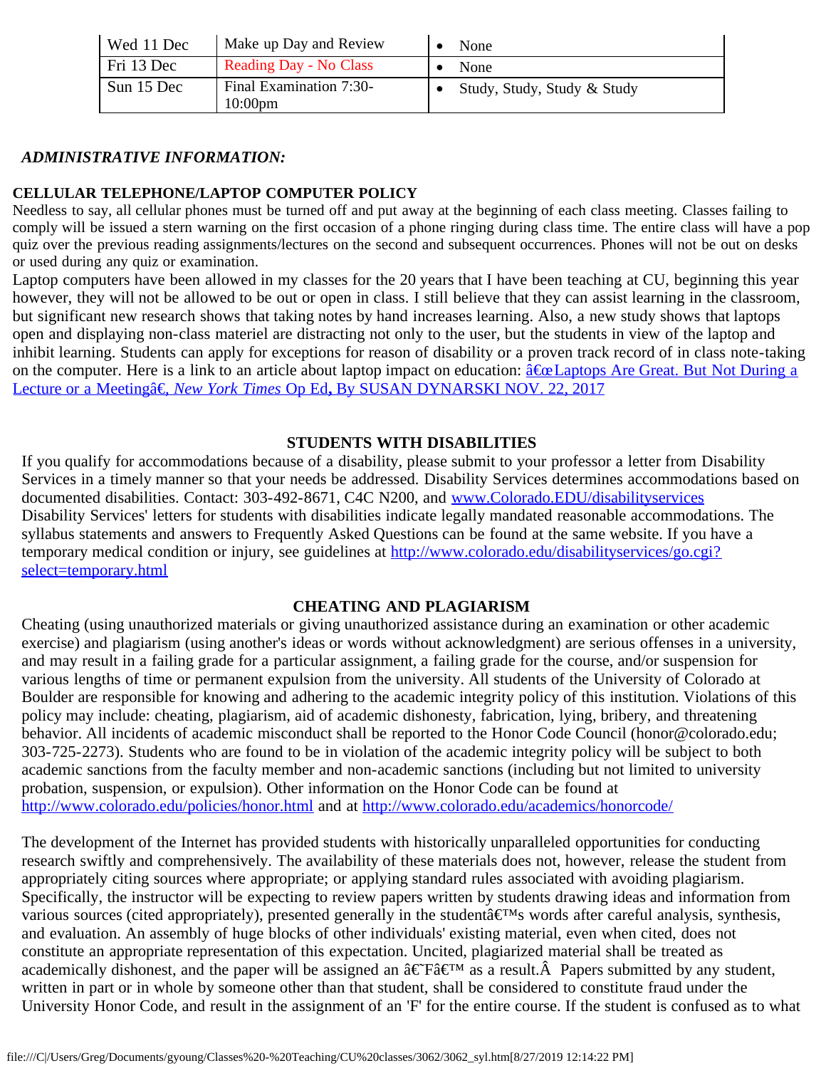| Wed 11 Dec | Make up Day and Review | • None |
|---|---|---|
| Fri 13 Dec | Reading Day - No Class | • None |
| Sun 15 Dec | Final Examination 7:30-10:00pm | • Study, Study, Study & Study |

### *ADMINISTRATIVE INFORMATION:*

**CELLULAR TELEPHONE/LAPTOP COMPUTER POLICY**

Needless to say, all cellular phones must be turned off and put away at the beginning of each class meeting. Classes failing to comply will be issued a stern warning on the first occasion of a phone ringing during class time. The entire class will have a pop quiz over the previous reading assignments/lectures on the second and subsequent occurrences. Phones will not be out on desks or used during any quiz or examination.

Laptop computers have been allowed in my classes for the 20 years that I have been teaching at CU, beginning this year however, they will not be allowed to be out or open in class. I still believe that they can assist learning in the classroom, but significant new research shows that taking notes by hand increases learning. Also, a new study shows that laptops open and displaying non-class materiel are distracting not only to the user, but the students in view of the laptop and inhibit learning. Students can apply for exceptions for reason of disability or a proven track record of in class note-taking on the computer. Here is a link to an article about laptop impact on education: â€œLaptops Are Great. But Not During a Lecture or a Meetingâ€, *New York Times* Op Ed**,** By SUSAN DYNARSKI NOV. 22, 2017

**STUDENTS WITH DISABILITIES**

If you qualify for accommodations because of a disability, please submit to your professor a letter from Disability Services in a timely manner so that your needs be addressed. Disability Services determines accommodations based on documented disabilities. Contact: 303-492-8671, C4C N200, and www.Colorado.EDU/disabilityservices
Disability Services' letters for students with disabilities indicate legally mandated reasonable accommodations. The syllabus statements and answers to Frequently Asked Questions can be found at the same website. If you have a temporary medical condition or injury, see guidelines at http://www.colorado.edu/disabilityservices/go.cgi?select=temporary.html

**CHEATING AND PLAGIARISM**

Cheating (using unauthorized materials or giving unauthorized assistance during an examination or other academic exercise) and plagiarism (using another's ideas or words without acknowledgment) are serious offenses in a university, and may result in a failing grade for a particular assignment, a failing grade for the course, and/or suspension for various lengths of time or permanent expulsion from the university. All students of the University of Colorado at Boulder are responsible for knowing and adhering to the academic integrity policy of this institution. Violations of this policy may include: cheating, plagiarism, aid of academic dishonesty, fabrication, lying, bribery, and threatening behavior. All incidents of academic misconduct shall be reported to the Honor Code Council (honor@colorado.edu; 303-725-2273). Students who are found to be in violation of the academic integrity policy will be subject to both academic sanctions from the faculty member and non-academic sanctions (including but not limited to university probation, suspension, or expulsion). Other information on the Honor Code can be found at http://www.colorado.edu/policies/honor.html and at http://www.colorado.edu/academics/honorcode/

The development of the Internet has provided students with historically unparalleled opportunities for conducting research swiftly and comprehensively. The availability of these materials does not, however, release the student from appropriately citing sources where appropriate; or applying standard rules associated with avoiding plagiarism. Specifically, the instructor will be expecting to review papers written by students drawing ideas and information from various sources (cited appropriately), presented generally in the studentâ€™s words after careful analysis, synthesis, and evaluation. An assembly of huge blocks of other individuals' existing material, even when cited, does not constitute an appropriate representation of this expectation. Uncited, plagiarized material shall be treated as academically dishonest, and the paper will be assigned an â€˜Fâ€™ as a result.Â  Papers submitted by any student, written in part or in whole by someone other than that student, shall be considered to constitute fraud under the University Honor Code, and result in the assignment of an 'F' for the entire course. If the student is confused as to what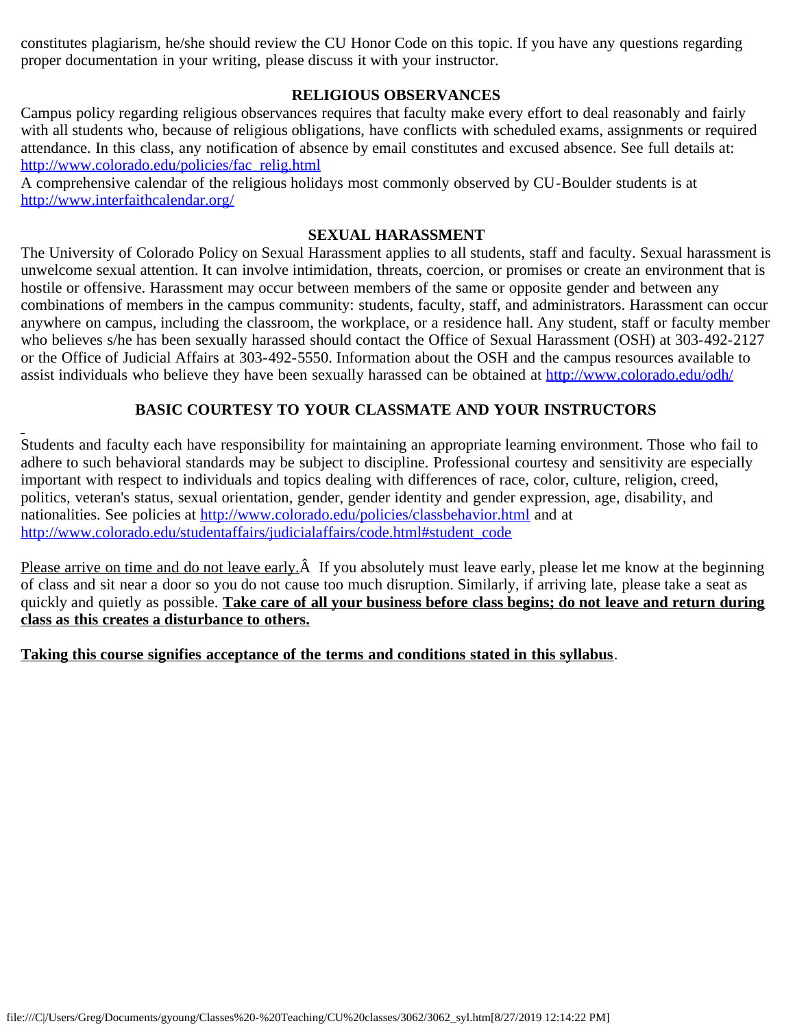constitutes plagiarism, he/she should review the CU Honor Code on this topic. If you have any questions regarding proper documentation in your writing, please discuss it with your instructor.

### RELIGIOUS OBSERVANCES

Campus policy regarding religious observances requires that faculty make every effort to deal reasonably and fairly with all students who, because of religious obligations, have conflicts with scheduled exams, assignments or required attendance. In this class, any notification of absence by email constitutes and excused absence. See full details at: [http://www.colorado.edu/policies/fac_relig.html](http://www.colorado.edu/policies/fac_relig.html)

A comprehensive calendar of the religious holidays most commonly observed by CU-Boulder students is at [http://www.interfaithcalendar.org/](http://www.interfaithcalendar.org/)

### SEXUAL HARASSMENT

The University of Colorado Policy on Sexual Harassment applies to all students, staff and faculty. Sexual harassment is unwelcome sexual attention. It can involve intimidation, threats, coercion, or promises or create an environment that is hostile or offensive. Harassment may occur between members of the same or opposite gender and between any combinations of members in the campus community: students, faculty, staff, and administrators. Harassment can occur anywhere on campus, including the classroom, the workplace, or a residence hall. Any student, staff or faculty member who believes s/he has been sexually harassed should contact the Office of Sexual Harassment (OSH) at 303-492-2127 or the Office of Judicial Affairs at 303-492-5550. Information about the OSH and the campus resources available to assist individuals who believe they have been sexually harassed can be obtained at [http://www.colorado.edu/odh/](http://www.colorado.edu/odh/)

### BASIC COURTESY TO YOUR CLASSMATE AND YOUR INSTRUCTORS

Students and faculty each have responsibility for maintaining an appropriate learning environment. Those who fail to adhere to such behavioral standards may be subject to discipline. Professional courtesy and sensitivity are especially important with respect to individuals and topics dealing with differences of race, color, culture, religion, creed, politics, veteran's status, sexual orientation, gender, gender identity and gender expression, age, disability, and nationalities. See policies at [http://www.colorado.edu/policies/classbehavior.html](http://www.colorado.edu/policies/classbehavior.html) and at [http://www.colorado.edu/studentaffairs/judicialaffairs/code.html#student_code](http://www.colorado.edu/studentaffairs/judicialaffairs/code.html#student_code)

<u>Please arrive on time and do not leave early.</u>Â  If you absolutely must leave early, please let me know at the beginning of class and sit near a door so you do not cause too much disruption. Similarly, if arriving late, please take a seat as quickly and quietly as possible. **<u>Take care of all your business before class begins; do not leave and return during class as this creates a disturbance to others.</u>**

**<u>Taking this course signifies acceptance of the terms and conditions stated in this syllabus</u>**.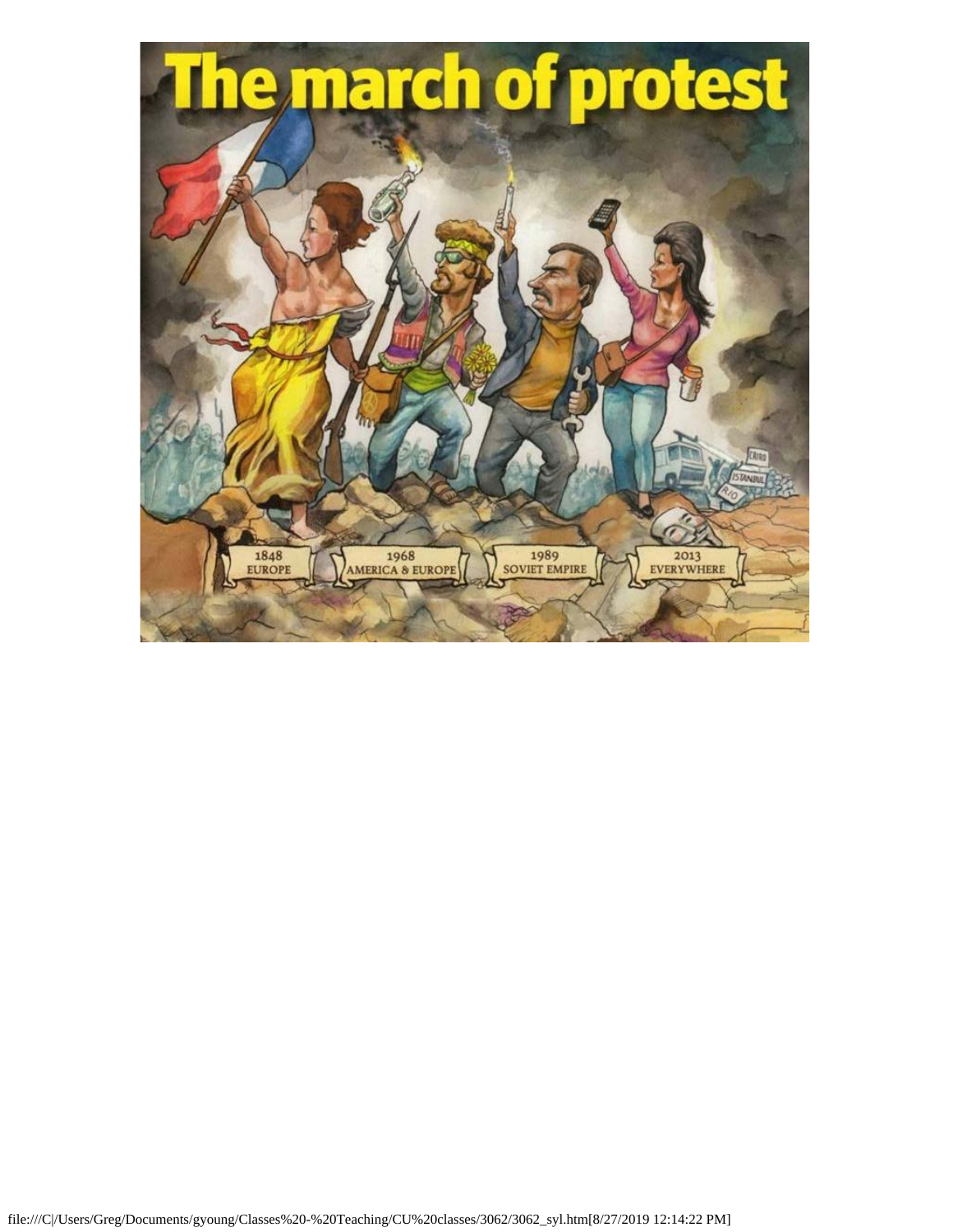# The march of protest

1848 EUROPE

1968 AMERICA & EUROPE

1989 SOVIET EMPIRE

2013 EVERYWHERE